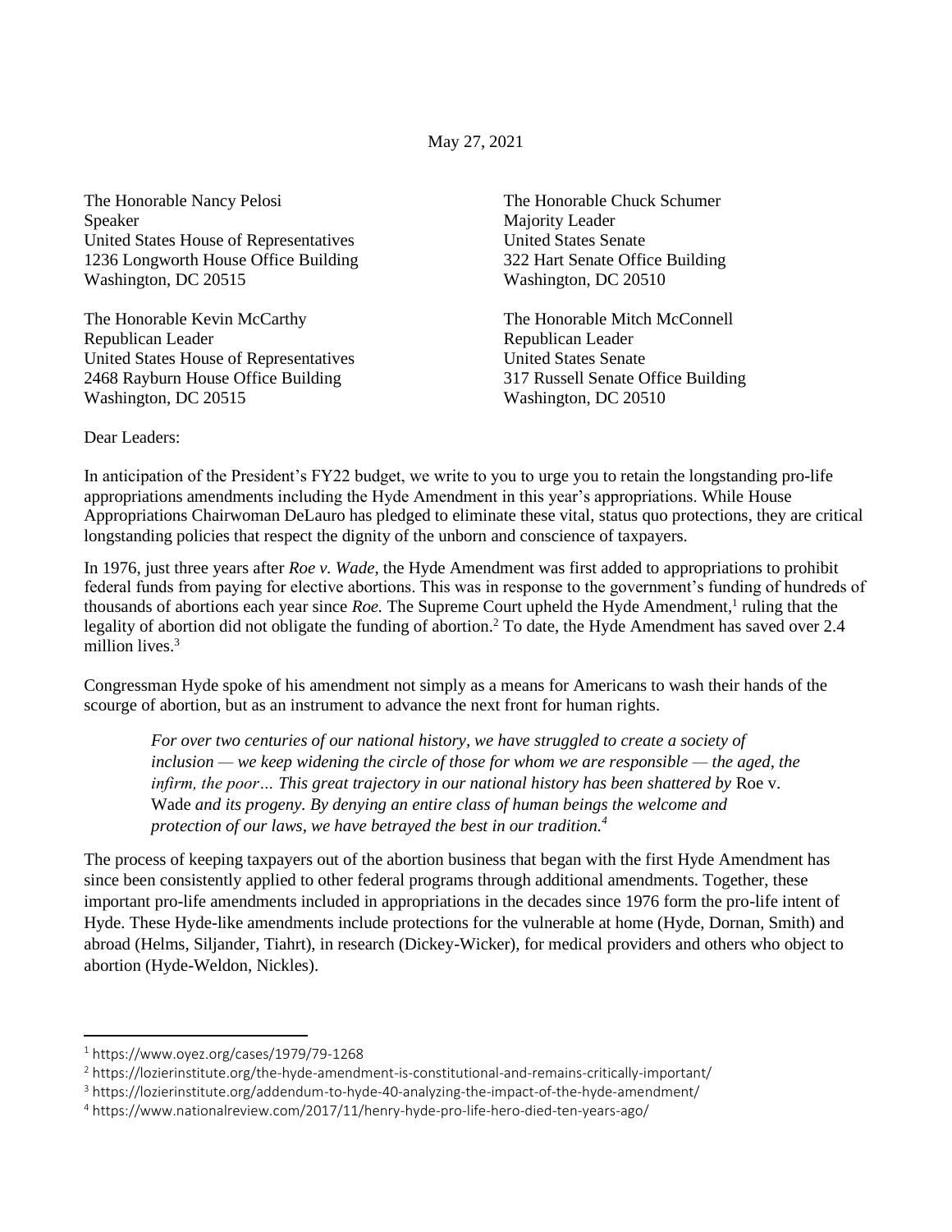May 27, 2021

The Honorable Nancy Pelosi
Speaker
United States House of Representatives
1236 Longworth House Office Building
Washington, DC 20515

The Honorable Chuck Schumer
Majority Leader
United States Senate
322 Hart Senate Office Building
Washington, DC 20510

The Honorable Kevin McCarthy
Republican Leader
United States House of Representatives
2468 Rayburn House Office Building
Washington, DC 20515

The Honorable Mitch McConnell
Republican Leader
United States Senate
317 Russell Senate Office Building
Washington, DC 20510

Dear Leaders:

In anticipation of the President's FY22 budget, we write to you to urge you to retain the longstanding pro-life appropriations amendments including the Hyde Amendment in this year's appropriations. While House Appropriations Chairwoman DeLauro has pledged to eliminate these vital, status quo protections, they are critical longstanding policies that respect the dignity of the unborn and conscience of taxpayers.

In 1976, just three years after *Roe v. Wade*, the Hyde Amendment was first added to appropriations to prohibit federal funds from paying for elective abortions. This was in response to the government's funding of hundreds of thousands of abortions each year since *Roe.* The Supreme Court upheld the Hyde Amendment,[1] ruling that the legality of abortion did not obligate the funding of abortion.[2] To date, the Hyde Amendment has saved over 2.4 million lives.[3]

Congressman Hyde spoke of his amendment not simply as a means for Americans to wash their hands of the scourge of abortion, but as an instrument to advance the next front for human rights.

> *For over two centuries of our national history, we have struggled to create a society of inclusion — we keep widening the circle of those for whom we are responsible — the aged, the infirm, the poor… This great trajectory in our national history has been shattered by* Roe v. Wade *and its progeny. By denying an entire class of human beings the welcome and protection of our laws, we have betrayed the best in our tradition.*[4]

The process of keeping taxpayers out of the abortion business that began with the first Hyde Amendment has since been consistently applied to other federal programs through additional amendments. Together, these important pro-life amendments included in appropriations in the decades since 1976 form the pro-life intent of Hyde. These Hyde-like amendments include protections for the vulnerable at home (Hyde, Dornan, Smith) and abroad (Helms, Siljander, Tiahrt), in research (Dickey-Wicker), for medical providers and others who object to abortion (Hyde-Weldon, Nickles).

---

[1] https://www.oyez.org/cases/1979/79-1268

[2] https://lozierinstitute.org/the-hyde-amendment-is-constitutional-and-remains-critically-important/

[3] https://lozierinstitute.org/addendum-to-hyde-40-analyzing-the-impact-of-the-hyde-amendment/

[4] https://www.nationalreview.com/2017/11/henry-hyde-pro-life-hero-died-ten-years-ago/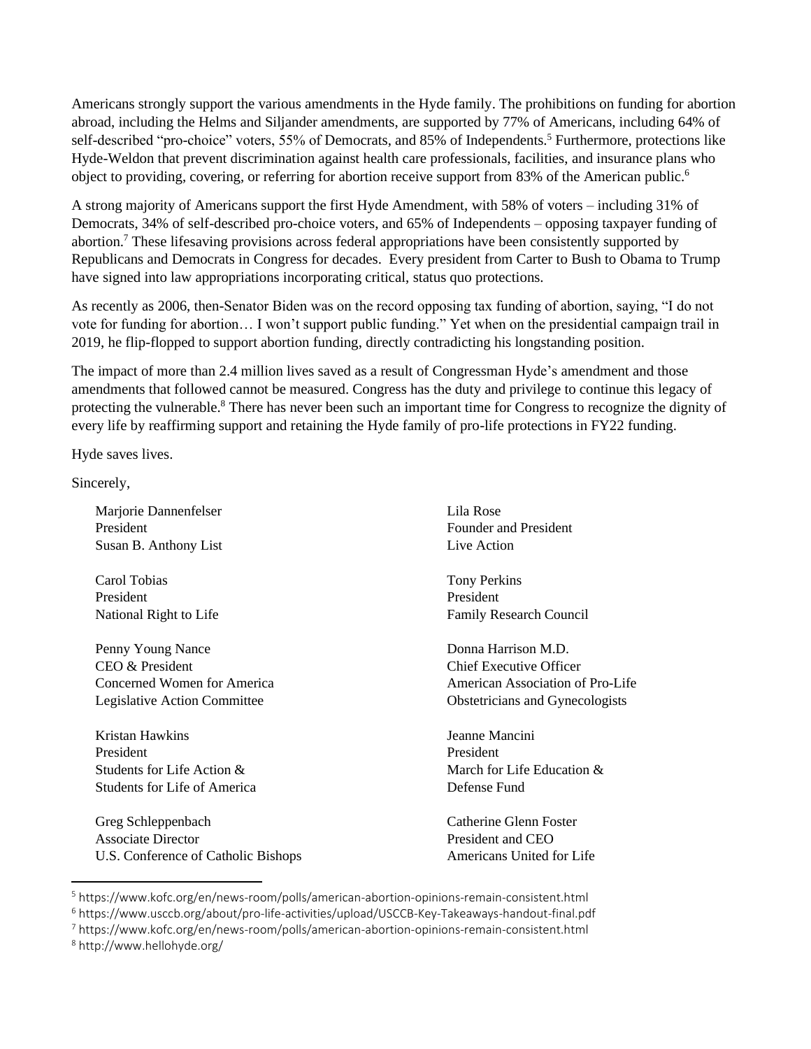Americans strongly support the various amendments in the Hyde family. The prohibitions on funding for abortion abroad, including the Helms and Siljander amendments, are supported by 77% of Americans, including 64% of self-described "pro-choice" voters, 55% of Democrats, and 85% of Independents.[5] Furthermore, protections like Hyde-Weldon that prevent discrimination against health care professionals, facilities, and insurance plans who object to providing, covering, or referring for abortion receive support from 83% of the American public.[6]

A strong majority of Americans support the first Hyde Amendment, with 58% of voters – including 31% of Democrats, 34% of self-described pro-choice voters, and 65% of Independents – opposing taxpayer funding of abortion.[7] These lifesaving provisions across federal appropriations have been consistently supported by Republicans and Democrats in Congress for decades. Every president from Carter to Bush to Obama to Trump have signed into law appropriations incorporating critical, status quo protections.

As recently as 2006, then-Senator Biden was on the record opposing tax funding of abortion, saying, "I do not vote for funding for abortion… I won't support public funding." Yet when on the presidential campaign trail in 2019, he flip-flopped to support abortion funding, directly contradicting his longstanding position.

The impact of more than 2.4 million lives saved as a result of Congressman Hyde's amendment and those amendments that followed cannot be measured. Congress has the duty and privilege to continue this legacy of protecting the vulnerable.[8] There has never been such an important time for Congress to recognize the dignity of every life by reaffirming support and retaining the Hyde family of pro-life protections in FY22 funding.

Hyde saves lives.

Sincerely,

Marjorie Dannenfelser
President
Susan B. Anthony List

Lila Rose
Founder and President
Live Action

Carol Tobias
President
National Right to Life

Tony Perkins
President
Family Research Council

Penny Young Nance
CEO & President
Concerned Women for America
Legislative Action Committee

Donna Harrison M.D.
Chief Executive Officer
American Association of Pro-Life
Obstetricians and Gynecologists

Kristan Hawkins
President
Students for Life Action &
Students for Life of America

Jeanne Mancini
President
March for Life Education &
Defense Fund

Greg Schleppenbach
Associate Director
U.S. Conference of Catholic Bishops

Catherine Glenn Foster
President and CEO
Americans United for Life

---

[5] https://www.kofc.org/en/news-room/polls/american-abortion-opinions-remain-consistent.html

[6] https://www.usccb.org/about/pro-life-activities/upload/USCCB-Key-Takeaways-handout-final.pdf

[7] https://www.kofc.org/en/news-room/polls/american-abortion-opinions-remain-consistent.html

[8] http://www.hellohyde.org/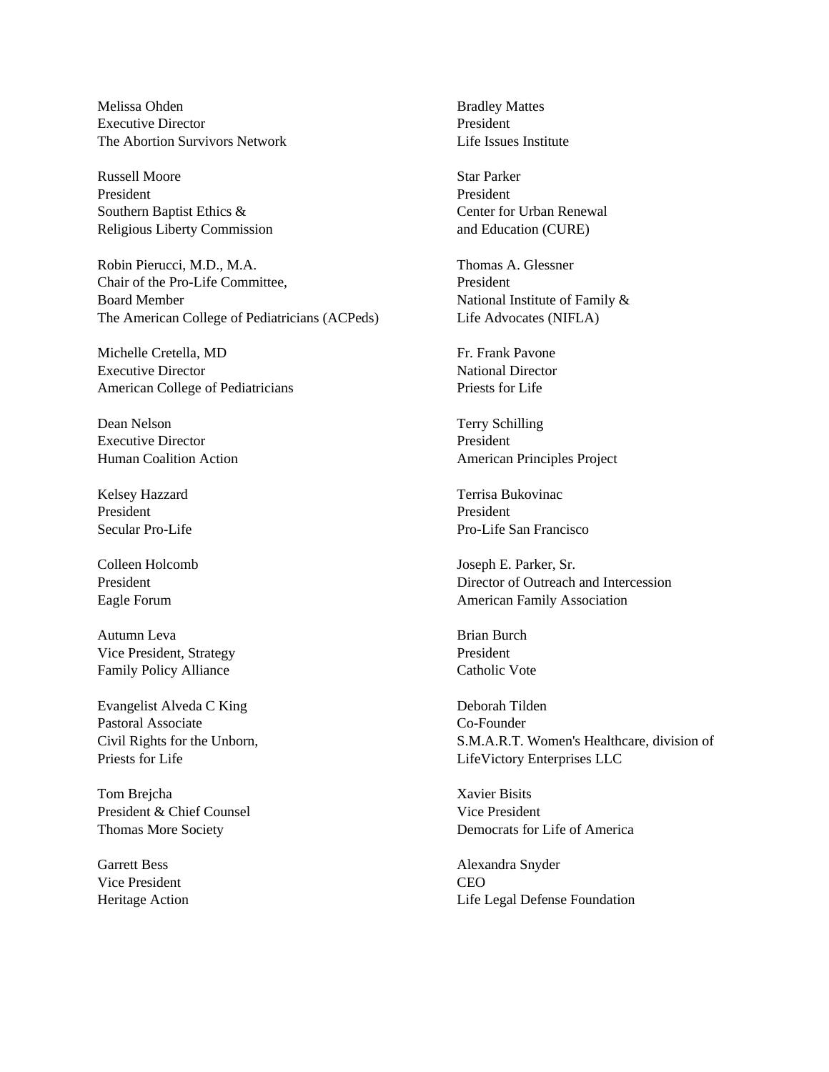Melissa Ohden
Executive Director
The Abortion Survivors Network

Russell Moore
President
Southern Baptist Ethics &
Religious Liberty Commission

Robin Pierucci, M.D., M.A.
Chair of the Pro-Life Committee,
Board Member
The American College of Pediatricians (ACPeds)

Michelle Cretella, MD
Executive Director
American College of Pediatricians

Dean Nelson
Executive Director
Human Coalition Action

Kelsey Hazzard
President
Secular Pro-Life

Colleen Holcomb
President
Eagle Forum

Autumn Leva
Vice President, Strategy
Family Policy Alliance

Evangelist Alveda C King
Pastoral Associate
Civil Rights for the Unborn,
Priests for Life

Tom Brejcha
President & Chief Counsel
Thomas More Society

Garrett Bess
Vice President
Heritage Action

Bradley Mattes
President
Life Issues Institute

Star Parker
President
Center for Urban Renewal
and Education (CURE)

Thomas A. Glessner
President
National Institute of Family &
Life Advocates (NIFLA)

Fr. Frank Pavone
National Director
Priests for Life

Terry Schilling
President
American Principles Project

Terrisa Bukovinac
President
Pro-Life San Francisco

Joseph E. Parker, Sr.
Director of Outreach and Intercession
American Family Association

Brian Burch
President
Catholic Vote

Deborah Tilden
Co-Founder
S.M.A.R.T. Women's Healthcare, division of
LifeVictory Enterprises LLC

Xavier Bisits
Vice President
Democrats for Life of America

Alexandra Snyder
CEO
Life Legal Defense Foundation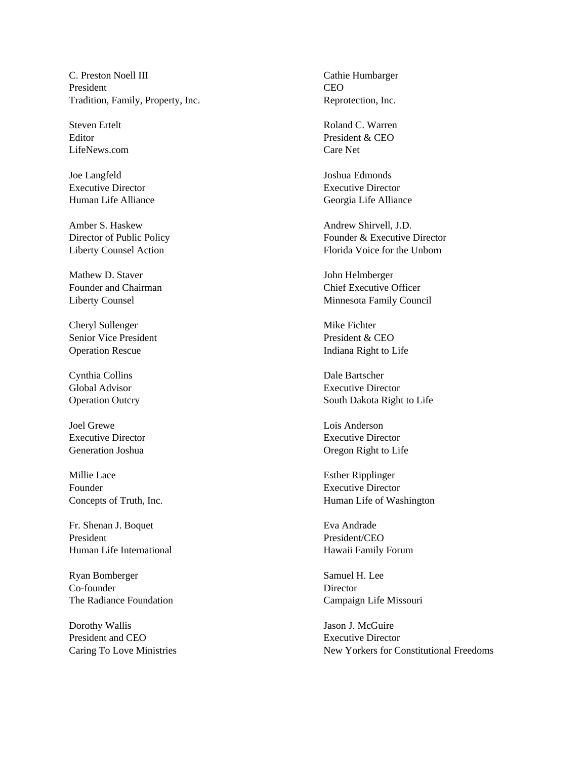C. Preston Noell III
President
Tradition, Family, Property, Inc.

Steven Ertelt
Editor
LifeNews.com

Joe Langfeld
Executive Director
Human Life Alliance

Amber S. Haskew
Director of Public Policy
Liberty Counsel Action

Mathew D. Staver
Founder and Chairman
Liberty Counsel

Cheryl Sullenger
Senior Vice President
Operation Rescue

Cynthia Collins
Global Advisor
Operation Outcry

Joel Grewe
Executive Director
Generation Joshua

Millie Lace
Founder
Concepts of Truth, Inc.

Fr. Shenan J. Boquet
President
Human Life International

Ryan Bomberger
Co-founder
The Radiance Foundation

Dorothy Wallis
President and CEO
Caring To Love Ministries

Cathie Humbarger
CEO
Reprotection, Inc.

Roland C. Warren
President & CEO
Care Net

Joshua Edmonds
Executive Director
Georgia Life Alliance

Andrew Shirvell, J.D.
Founder & Executive Director
Florida Voice for the Unborn

John Helmberger
Chief Executive Officer
Minnesota Family Council

Mike Fichter
President & CEO
Indiana Right to Life

Dale Bartscher
Executive Director
South Dakota Right to Life

Lois Anderson
Executive Director
Oregon Right to Life

Esther Ripplinger
Executive Director
Human Life of Washington

Eva Andrade
President/CEO
Hawaii Family Forum

Samuel H. Lee
Director
Campaign Life Missouri

Jason J. McGuire
Executive Director
New Yorkers for Constitutional Freedoms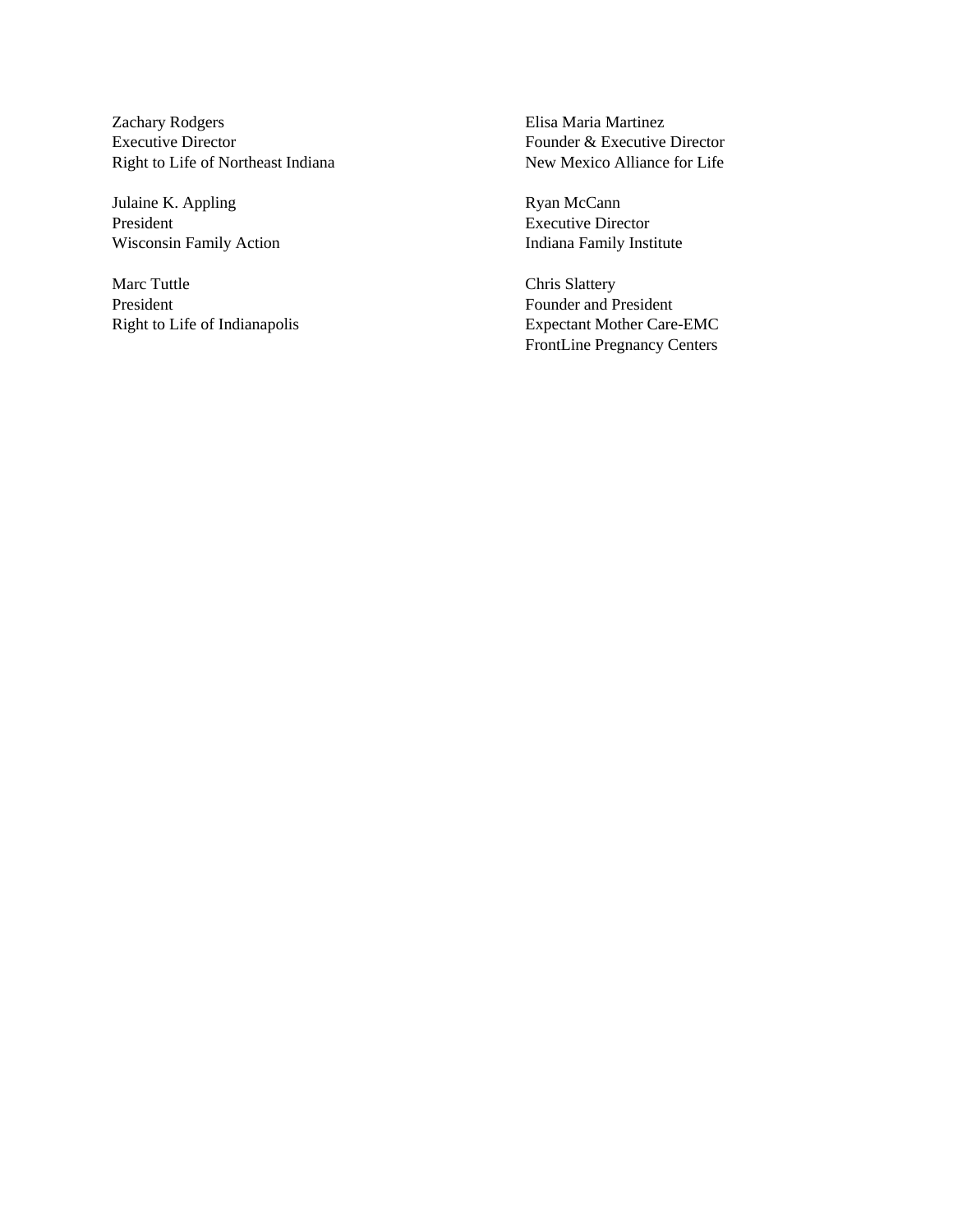Zachary Rodgers
Executive Director
Right to Life of Northeast Indiana

Julaine K. Appling
President
Wisconsin Family Action

Marc Tuttle
President
Right to Life of Indianapolis

Elisa Maria Martinez
Founder & Executive Director
New Mexico Alliance for Life

Ryan McCann
Executive Director
Indiana Family Institute

Chris Slattery
Founder and President
Expectant Mother Care-EMC
FrontLine Pregnancy Centers